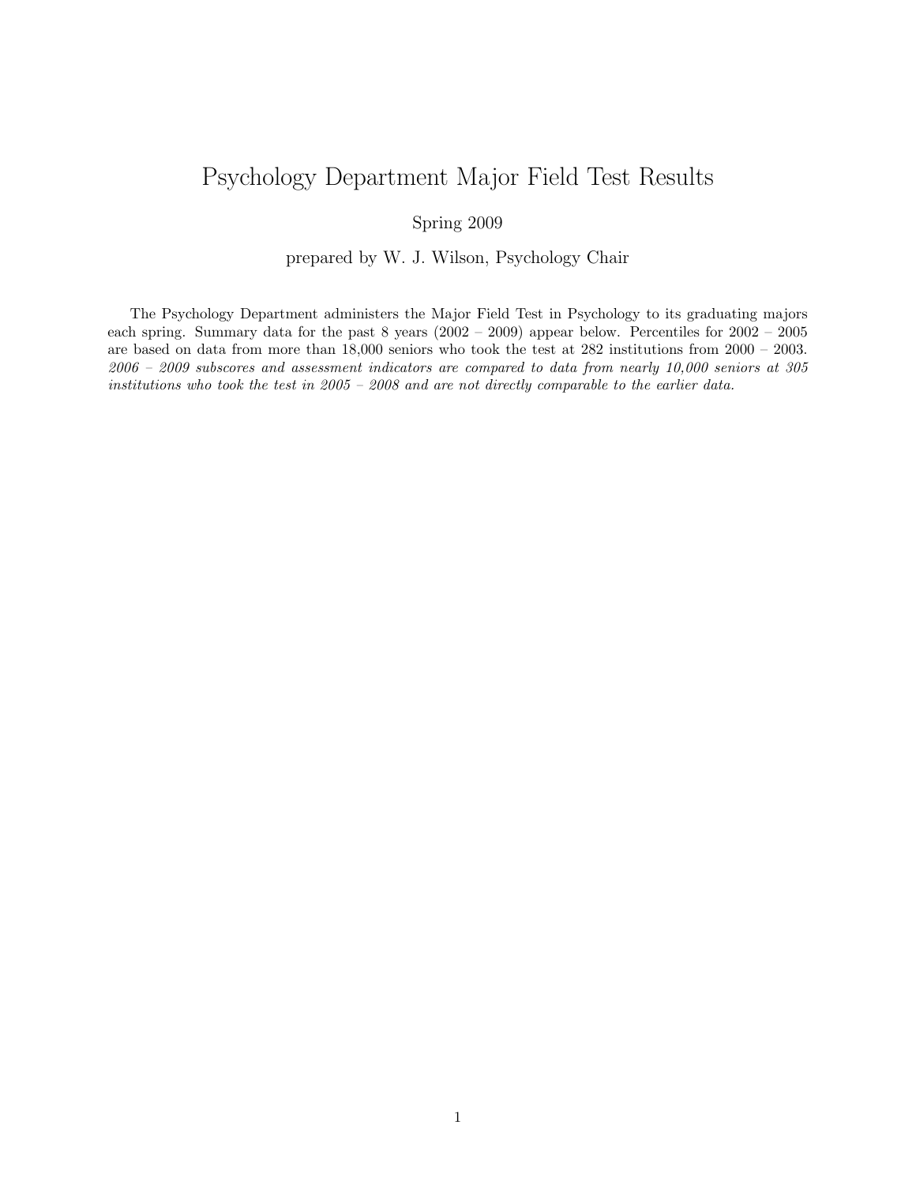# Psychology Department Major Field Test Results

Spring 2009

prepared by W. J. Wilson, Psychology Chair

The Psychology Department administers the Major Field Test in Psychology to its graduating majors each spring. Summary data for the past 8 years (2002 – 2009) appear below. Percentiles for 2002 – 2005 are based on data from more than 18,000 seniors who took the test at 282 institutions from 2000 – 2003. *2006 – 2009 subscores and assessment indicators are compared to data from nearly 10,000 seniors at 305 institutions who took the test in 2005 – 2008 and are not directly comparable to the earlier data.*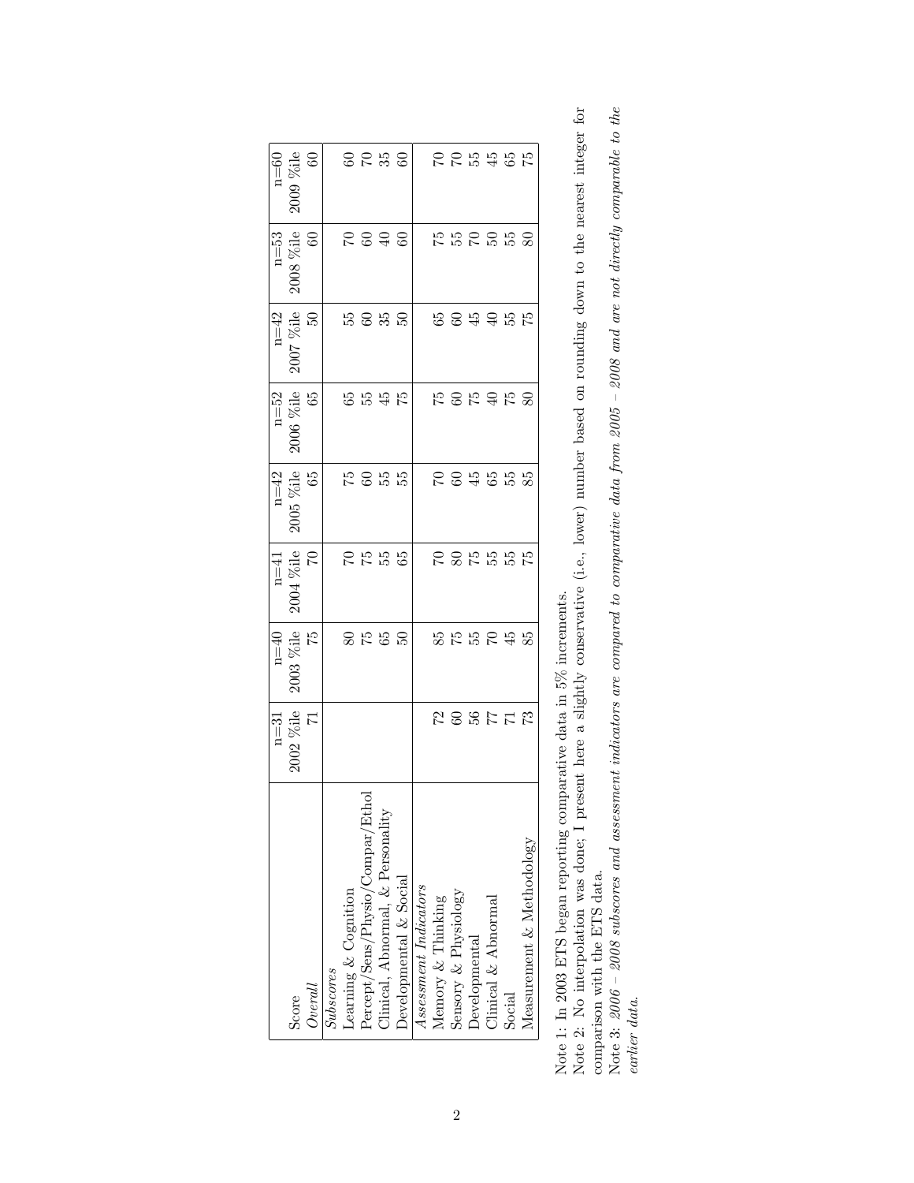| Score | n=31<br>2002 %ile | n=40<br>2003 %ile | n=41<br>2004 %ile | n=42<br>2005 %ile | n=52<br>2006 %ile | n=42<br>2007 %ile | n=53<br>2008 %ile | n=60<br>2009 %ile |
|---|---|---|---|---|---|---|---|---|
| *Overall* | 71 | 75 | 70 | 65 | 65 | 50 | 60 | 60 |
| *Subscores* | | | | | | | | |
| Learning & Cognition | | 80 | 70 | 75 | 65 | 55 | 70 | 60 |
| Percept/Sens/Physio/Compar/Ethol | | 75 | 75 | 60 | 55 | 60 | 60 | 70 |
| Clinical, Abnormal, & Personality | | 65 | 55 | 55 | 45 | 35 | 40 | 35 |
| Developmental & Social | | 50 | 65 | 55 | 75 | 50 | 60 | 60 |
| *Assessment Indicators* | | | | | | | | |
| Memory & Thinking | 72 | 85 | 70 | 70 | 75 | 65 | 75 | 70 |
| Sensory & Physiology | 60 | 75 | 80 | 60 | 60 | 60 | 55 | 70 |
| Developmental | 56 | 55 | 75 | 45 | 75 | 45 | 70 | 55 |
| Clinical & Abnormal | 77 | 70 | 55 | 65 | 40 | 40 | 50 | 45 |
| Social | 71 | 45 | 55 | 55 | 75 | 55 | 55 | 65 |
| Measurement & Methodology | 73 | 85 | 75 | 85 | 80 | 75 | 80 | 75 |

Note 1: In 2003 ETS began reporting comparative data in 5% increments.

Note 2: No interpolation was done; I present here a slightly conservative (i.e., lower) number based on rounding down to the nearest integer for comparison with the ETS data.

Note 3: *2006 – 2008 subscores and assessment indicators are compared to comparative data from 2005 – 2008 and are not directly comparable to the earlier data.*